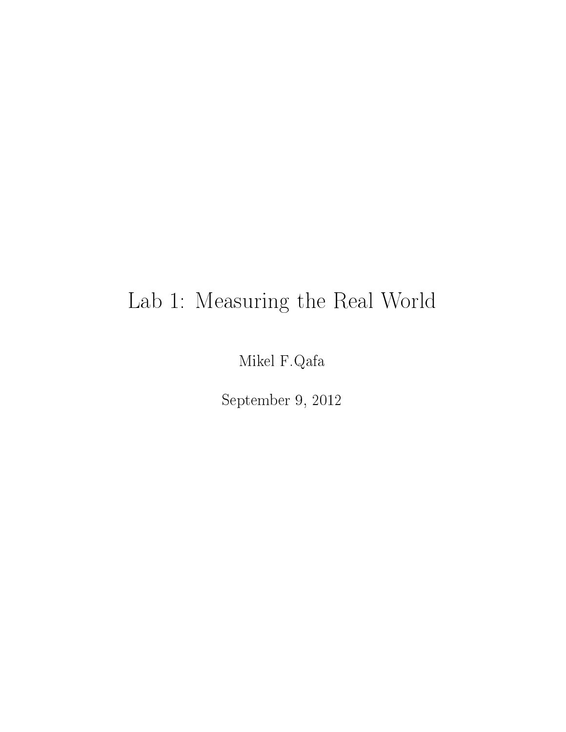# Lab 1: Measuring the Real World

Mikel F.Qafa

September 9, 2012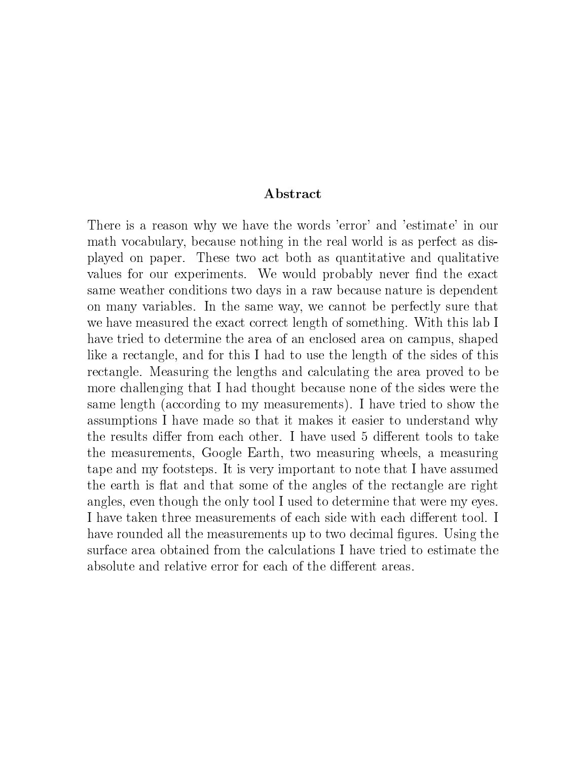## Abstract

There is a reason why we have the words 'error' and 'estimate' in our math vocabulary, because nothing in the real world is as perfect as displayed on paper. These two act both as quantitative and qualitative values for our experiments. We would probably never find the exact same weather conditions two days in a raw because nature is dependent on many variables. In the same way, we cannot be perfectly sure that we have measured the exact correct length of something. With this lab I have tried to determine the area of an enclosed area on campus, shaped like a rectangle, and for this I had to use the length of the sides of this rectangle. Measuring the lengths and calculating the area proved to be more challenging that I had thought because none of the sides were the same length (according to my measurements). I have tried to show the assumptions I have made so that it makes it easier to understand why the results differ from each other. I have used 5 different tools to take the measurements, Google Earth, two measuring wheels, a measuring tape and my footsteps. It is very important to note that I have assumed the earth is flat and that some of the angles of the rectangle are right angles, even though the only tool I used to determine that were my eyes. I have taken three measurements of each side with each different tool. I have rounded all the measurements up to two decimal figures. Using the surface area obtained from the calculations I have tried to estimate the absolute and relative error for each of the different areas.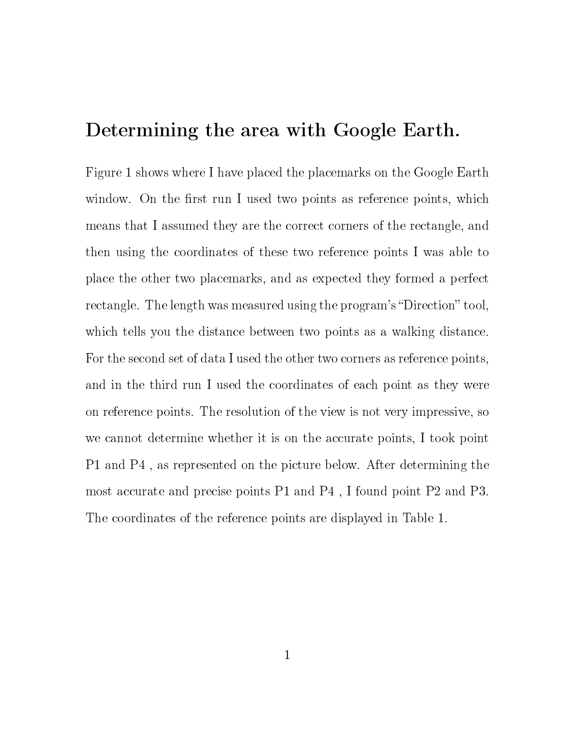# Determining the area with Google Earth.

Figure 1 shows where I have placed the placemarks on the Google Earth window. On the first run I used two points as reference points, which means that I assumed they are the correct corners of the rectangle, and then using the coordinates of these two reference points I was able to place the other two placemarks, and as expected they formed a perfect rectangle. The length was measured using the program's "Direction" tool, which tells you the distance between two points as a walking distance. For the second set of data I used the other two corners as reference points, and in the third run I used the coordinates of each point as they were on reference points. The resolution of the view is not very impressive, so we cannot determine whether it is on the accurate points, I took point P1 and P4 , as represented on the picture below. After determining the most accurate and precise points P1 and P4 , I found point P2 and P3. The coordinates of the reference points are displayed in Table 1.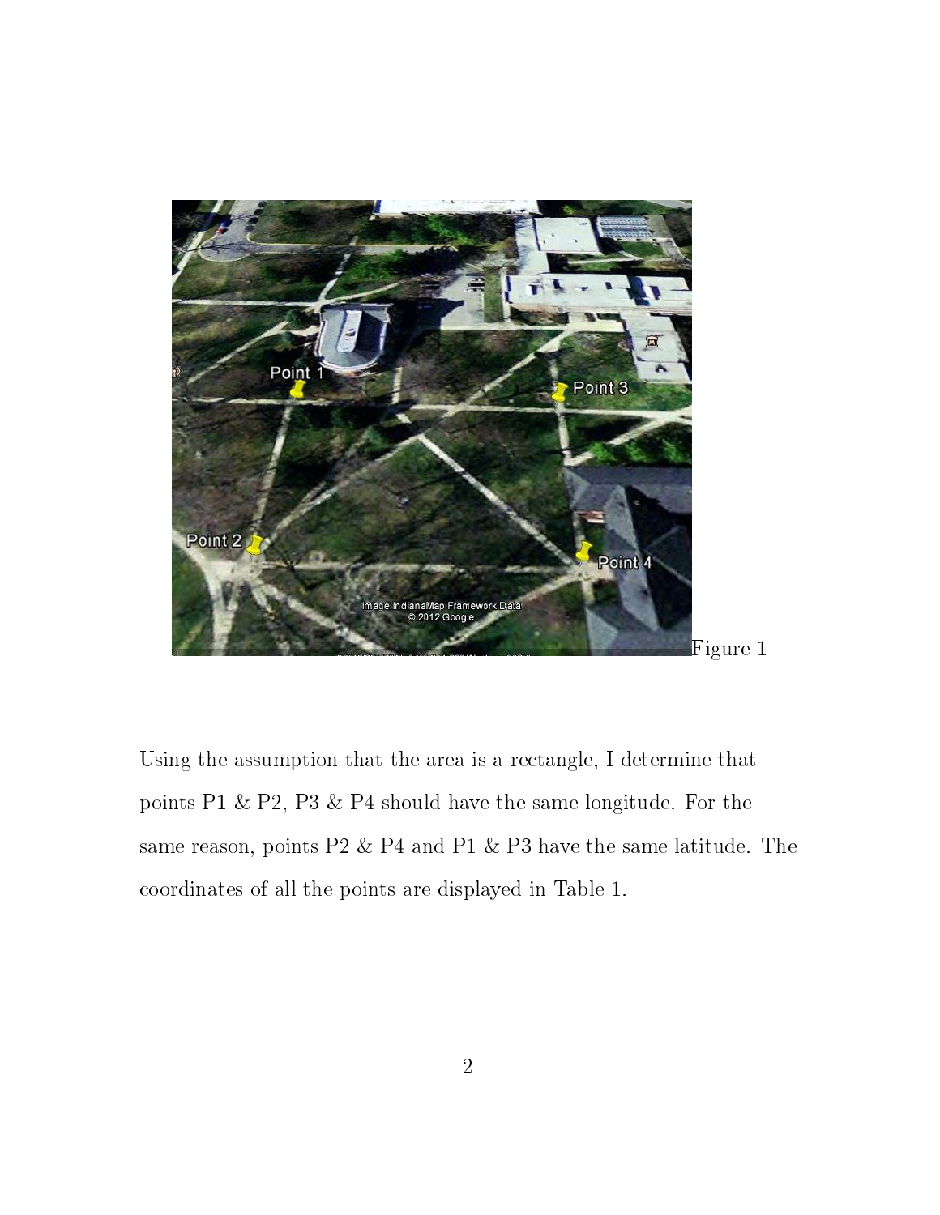Figure 1

Using the assumption that the area is a rectangle, I determine that points P1 & P2, P3 & P4 should have the same longitude. For the same reason, points P2 & P4 and P1 & P3 have the same latitude. The coordinates of all the points are displayed in Table 1.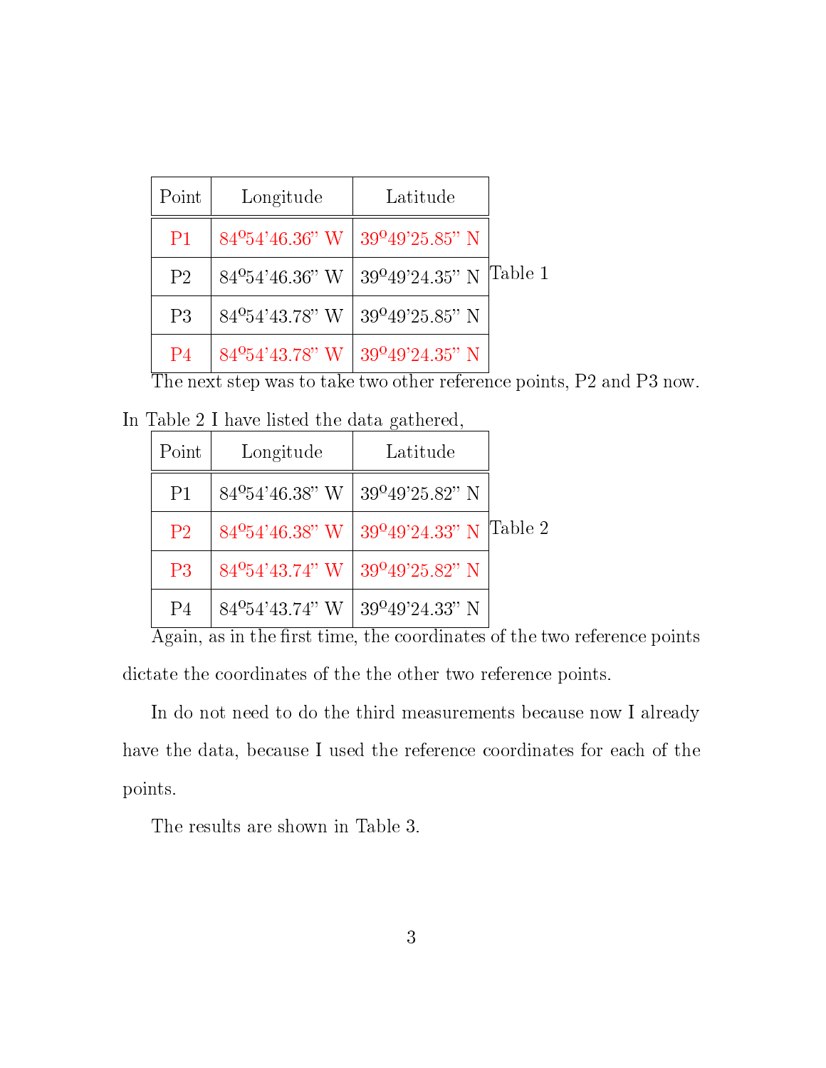| Point | Longitude | Latitude |
|---|---|---|
| P1 | 84º54'46.36" W | 39º49'25.85" N |
| P2 | 84º54'46.36" W | 39º49'24.35" N |
| P3 | 84º54'43.78" W | 39º49'25.85" N |
| P4 | 84º54'43.78" W | 39º49'24.35" N |

Table 1

The next step was to take two other reference points, P2 and P3 now. In Table 2 I have listed the data gathered,

| Point | Longitude | Latitude |
|---|---|---|
| P1 | 84º54'46.38" W | 39º49'25.82" N |
| P2 | 84º54'46.38" W | 39º49'24.33" N |
| P3 | 84º54'43.74" W | 39º49'25.82" N |
| P4 | 84º54'43.74" W | 39º49'24.33" N |

Table 2

Again, as in the first time, the coordinates of the two reference points dictate the coordinates of the the other two reference points.

In do not need to do the third measurements because now I already have the data, because I used the reference coordinates for each of the points.

The results are shown in Table 3.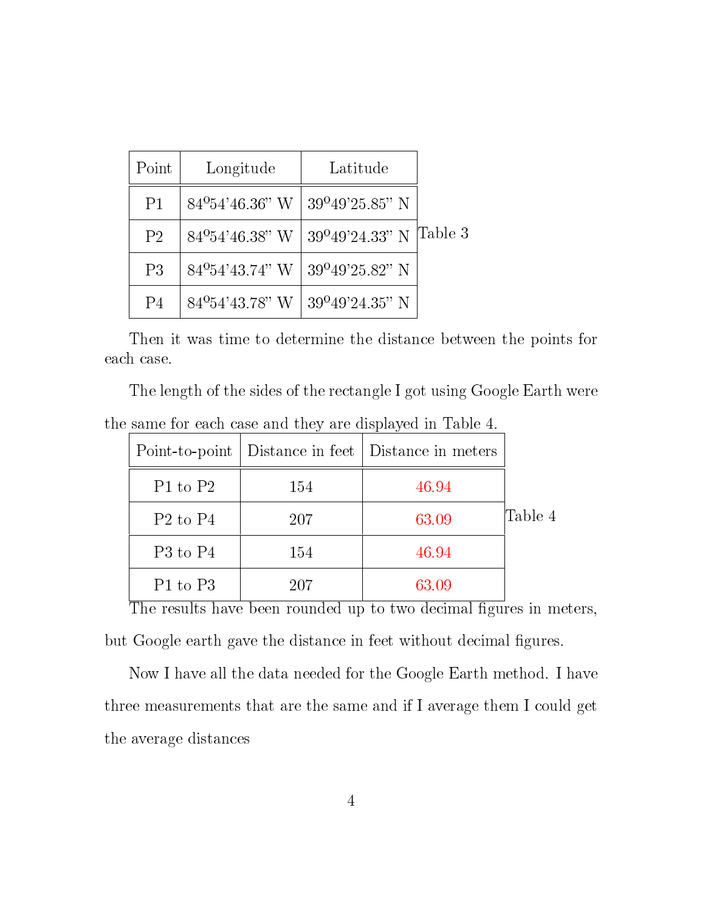| Point | Longitude | Latitude |
|---|---|---|
| P1 | 84º54'46.36" W | 39º49'25.85" N |
| P2 | 84º54'46.38" W | 39º49'24.33" N |
| P3 | 84º54'43.74" W | 39º49'25.82" N |
| P4 | 84º54'43.78" W | 39º49'24.35" N |

Table 3

Then it was time to determine the distance between the points for each case.

The length of the sides of the rectangle I got using Google Earth were the same for each case and they are displayed in Table 4.

| Point-to-point | Distance in feet | Distance in meters |
|---|---|---|
| P1 to P2 | 154 | 46.94 |
| P2 to P4 | 207 | 63.09 |
| P3 to P4 | 154 | 46.94 |
| P1 to P3 | 207 | 63.09 |

Table 4

The results have been rounded up to two decimal figures in meters, but Google earth gave the distance in feet without decimal figures.

Now I have all the data needed for the Google Earth method. I have three measurements that are the same and if I average them I could get the average distances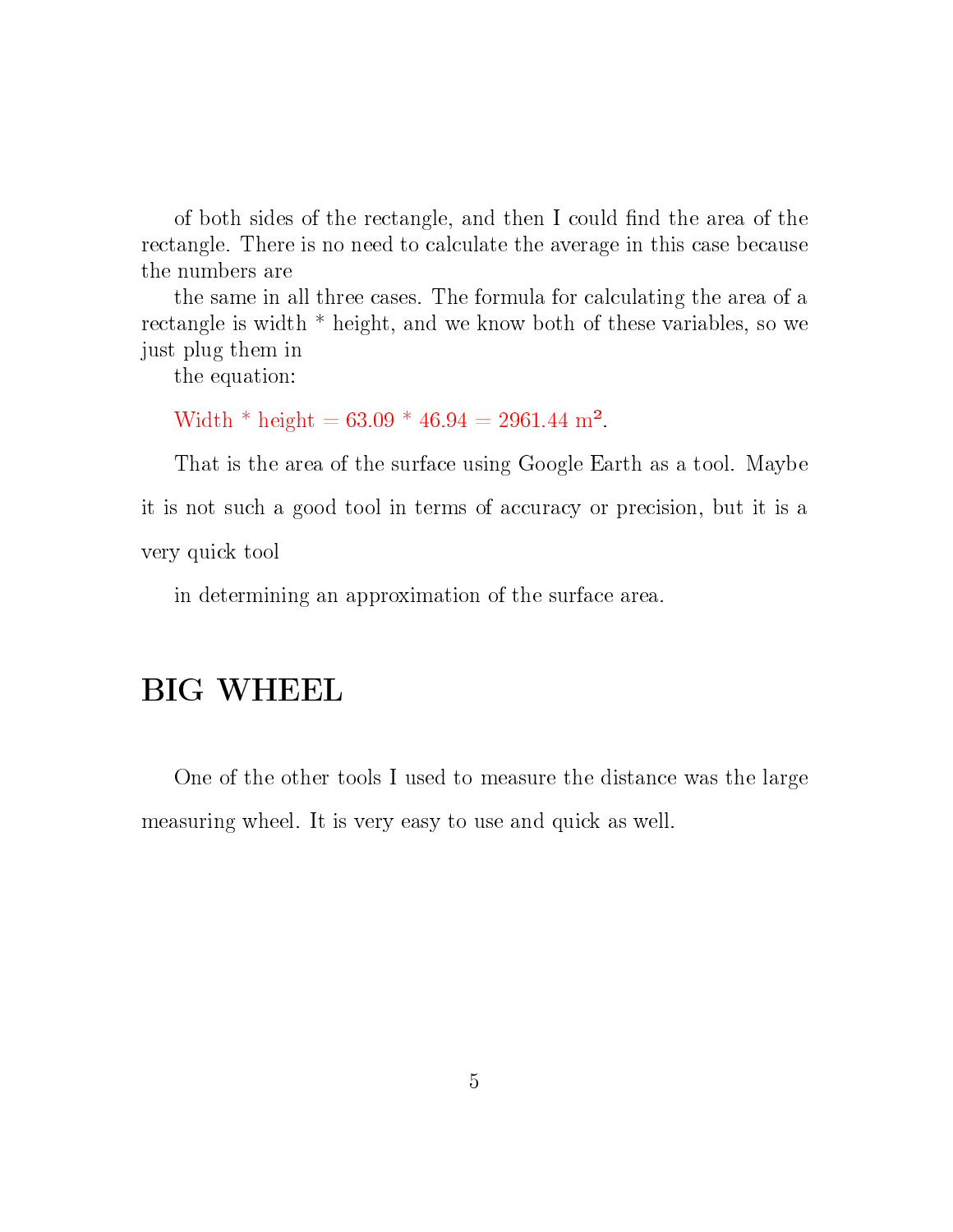of both sides of the rectangle, and then I could find the area of the rectangle. There is no need to calculate the average in this case because the numbers are

the same in all three cases. The formula for calculating the area of a rectangle is width * height, and we know both of these variables, so we just plug them in

the equation:

Width * height = 63.09 * 46.94 = 2961.44 $m^2$.

That is the area of the surface using Google Earth as a tool. Maybe it is not such a good tool in terms of accuracy or precision, but it is a very quick tool

in determining an approximation of the surface area.

## BIG WHEEL

One of the other tools I used to measure the distance was the large measuring wheel. It is very easy to use and quick as well.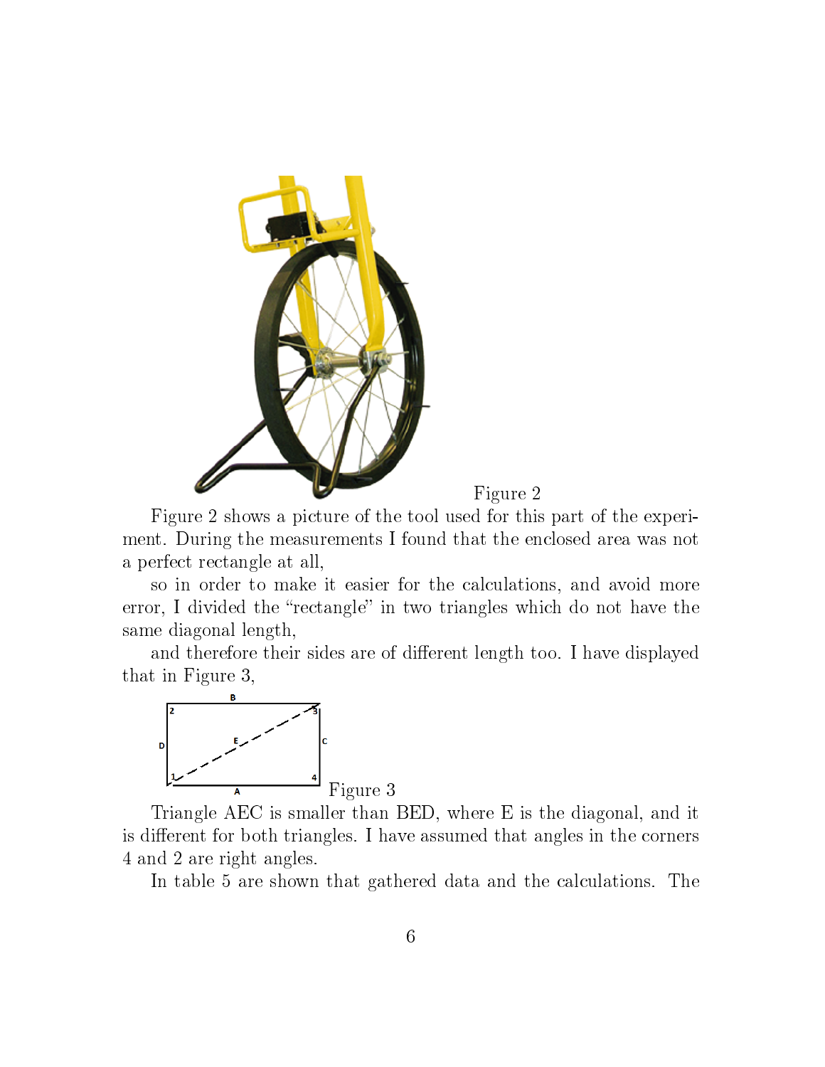Figure 2

Figure 2 shows a picture of the tool used for this part of the experiment. During the measurements I found that the enclosed area was not a perfect rectangle at all,

so in order to make it easier for the calculations, and avoid more error, I divided the "rectangle" in two triangles which do not have the same diagonal length,

and therefore their sides are of different length too. I have displayed that in Figure 3,

B

2

3

D

E

C

1

4

A

Figure 3

Triangle AEC is smaller than BED, where E is the diagonal, and it is different for both triangles. I have assumed that angles in the corners 4 and 2 are right angles.

In table 5 are shown that gathered data and the calculations. The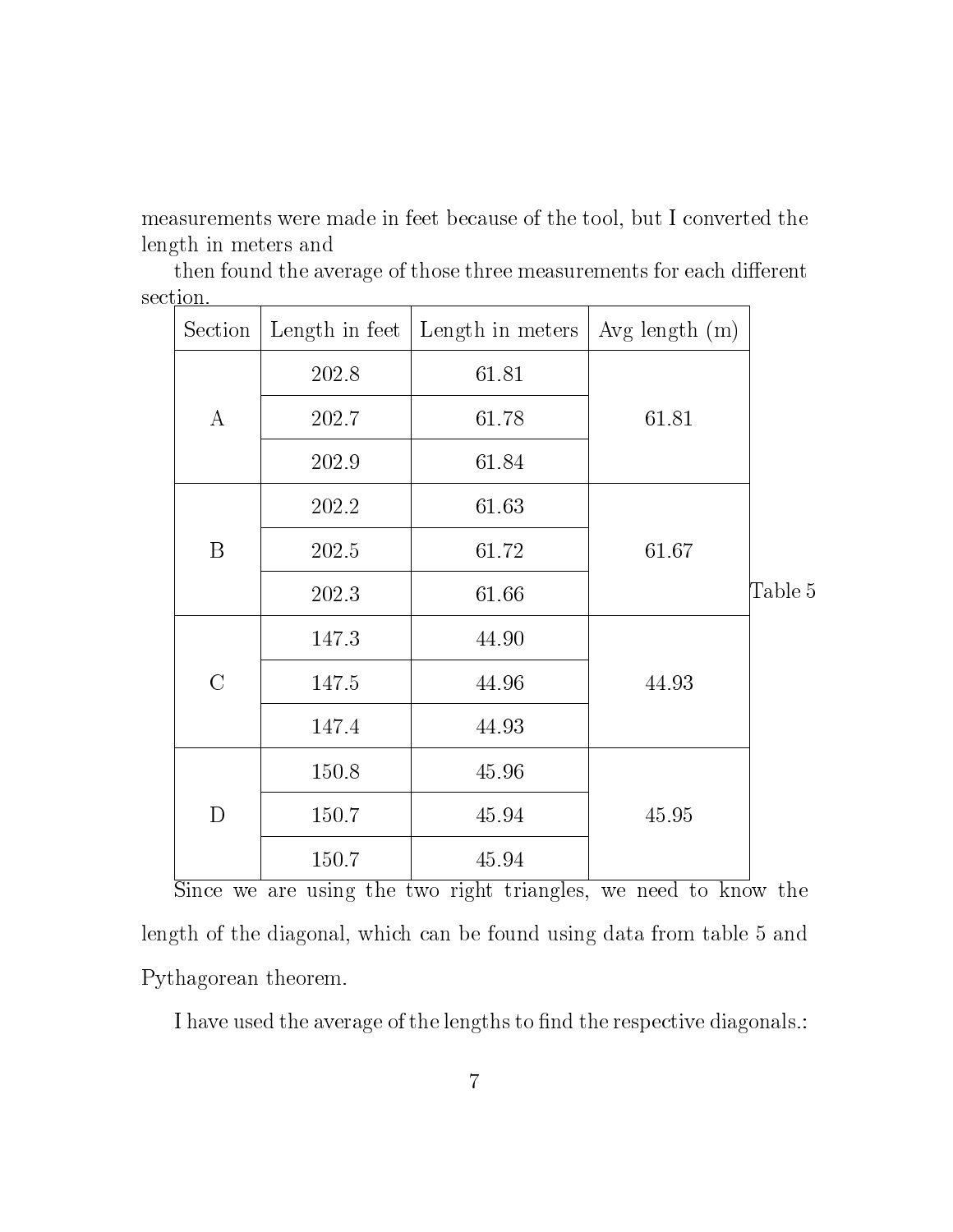measurements were made in feet because of the tool, but I converted the length in meters and

then found the average of those three measurements for each different section.

| Section | Length in feet | Length in meters | Avg length (m) |
|---|---|---|---|
| A | 202.8 | 61.81 | 61.81 |
| | 202.7 | 61.78 | |
| | 202.9 | 61.84 | |
| B | 202.2 | 61.63 | 61.67 |
| | 202.5 | 61.72 | |
| | 202.3 | 61.66 | |
| C | 147.3 | 44.90 | 44.93 |
| | 147.5 | 44.96 | |
| | 147.4 | 44.93 | |
| D | 150.8 | 45.96 | 45.95 |
| | 150.7 | 45.94 | |
| | 150.7 | 45.94 | |

Table 5

Since we are using the two right triangles, we need to know the length of the diagonal, which can be found using data from table 5 and Pythagorean theorem.

I have used the average of the lengths to find the respective diagonals.: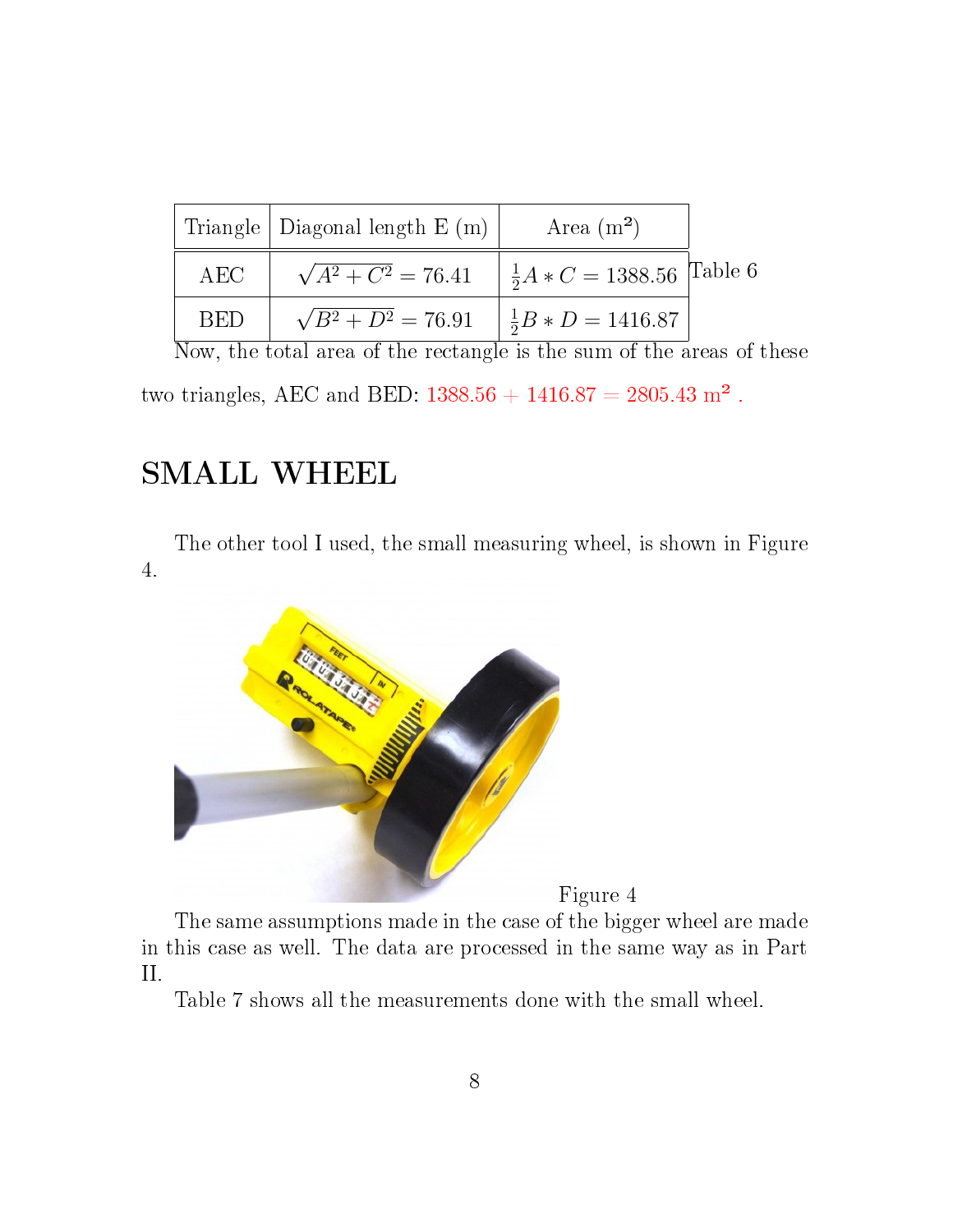| Triangle | Diagonal length E (m) | Area (m²) |
|---|---|---|
| AEC | $\sqrt{A^2 + C^2} = 76.41$ | $\frac{1}{2}A * C = 1388.56$ |
| BED | $\sqrt{B^2 + D^2} = 76.91$ | $\frac{1}{2}B * D = 1416.87$ |

Table 6

Now, the total area of the rectangle is the sum of the areas of these two triangles, AEC and BED: $1388.56 + 1416.87 = 2805.43$ m² .

# SMALL WHEEL

The other tool I used, the small measuring wheel, is shown in Figure 4.

Figure 4

The same assumptions made in the case of the bigger wheel are made in this case as well. The data are processed in the same way as in Part II.

Table 7 shows all the measurements done with the small wheel.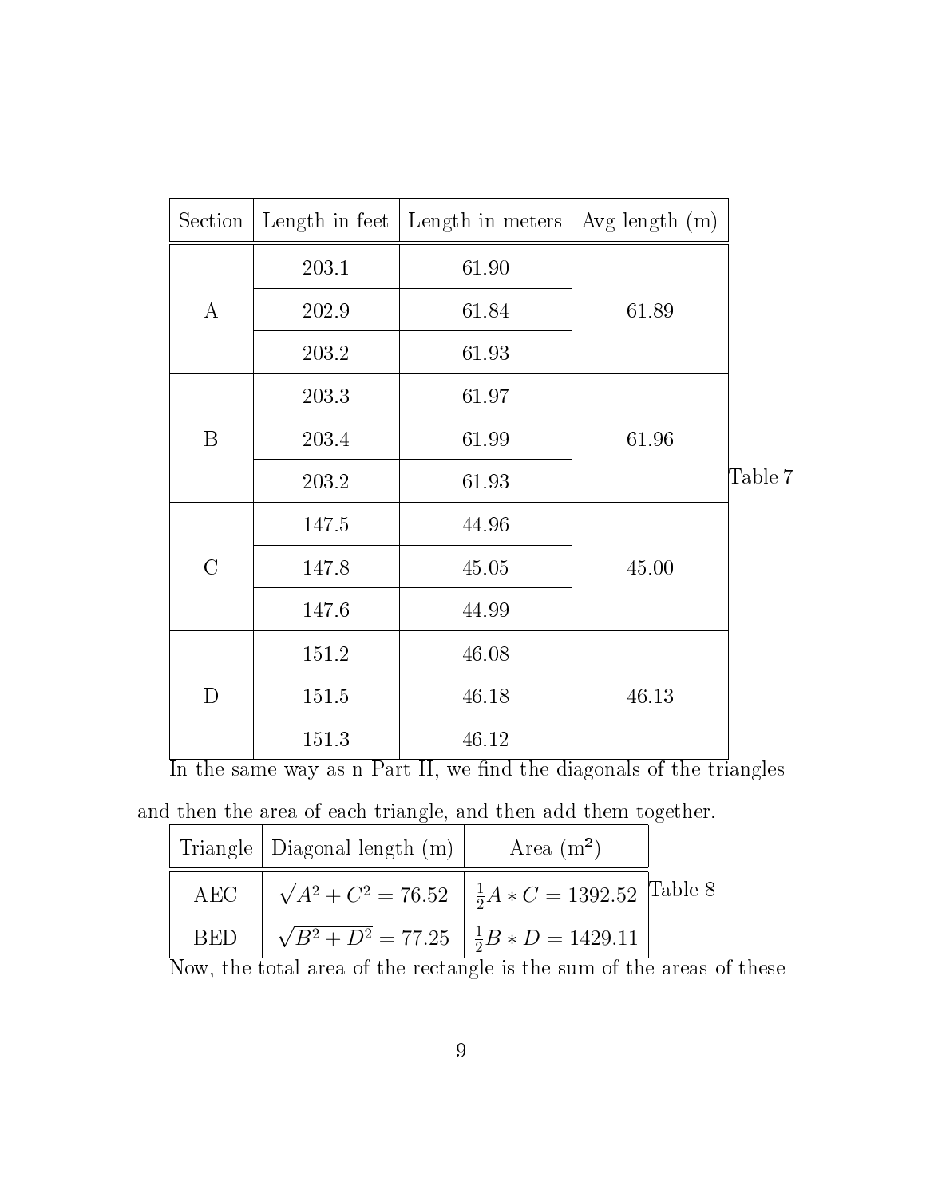| Section | Length in feet | Length in meters | Avg length (m) |
|---|---|---|---|
| A | 203.1 | 61.90 | 61.89 |
| | 202.9 | 61.84 | |
| | 203.2 | 61.93 | |
| B | 203.3 | 61.97 | 61.96 |
| | 203.4 | 61.99 | |
| | 203.2 | 61.93 | |
| C | 147.5 | 44.96 | 45.00 |
| | 147.8 | 45.05 | |
| | 147.6 | 44.99 | |
| D | 151.2 | 46.08 | 46.13 |
| | 151.5 | 46.18 | |
| | 151.3 | 46.12 | |

Table 7

In the same way as n Part II, we find the diagonals of the triangles and then the area of each triangle, and then add them together.

| Triangle | Diagonal length (m) | Area (m²) |
|---|---|---|
| AEC | $\sqrt{A^2 + C^2} = 76.52$ | $\frac{1}{2}A * C = 1392.52$ |
| BED | $\sqrt{B^2 + D^2} = 77.25$ | $\frac{1}{2}B * D = 1429.11$ |

Table 8

Now, the total area of the rectangle is the sum of the areas of these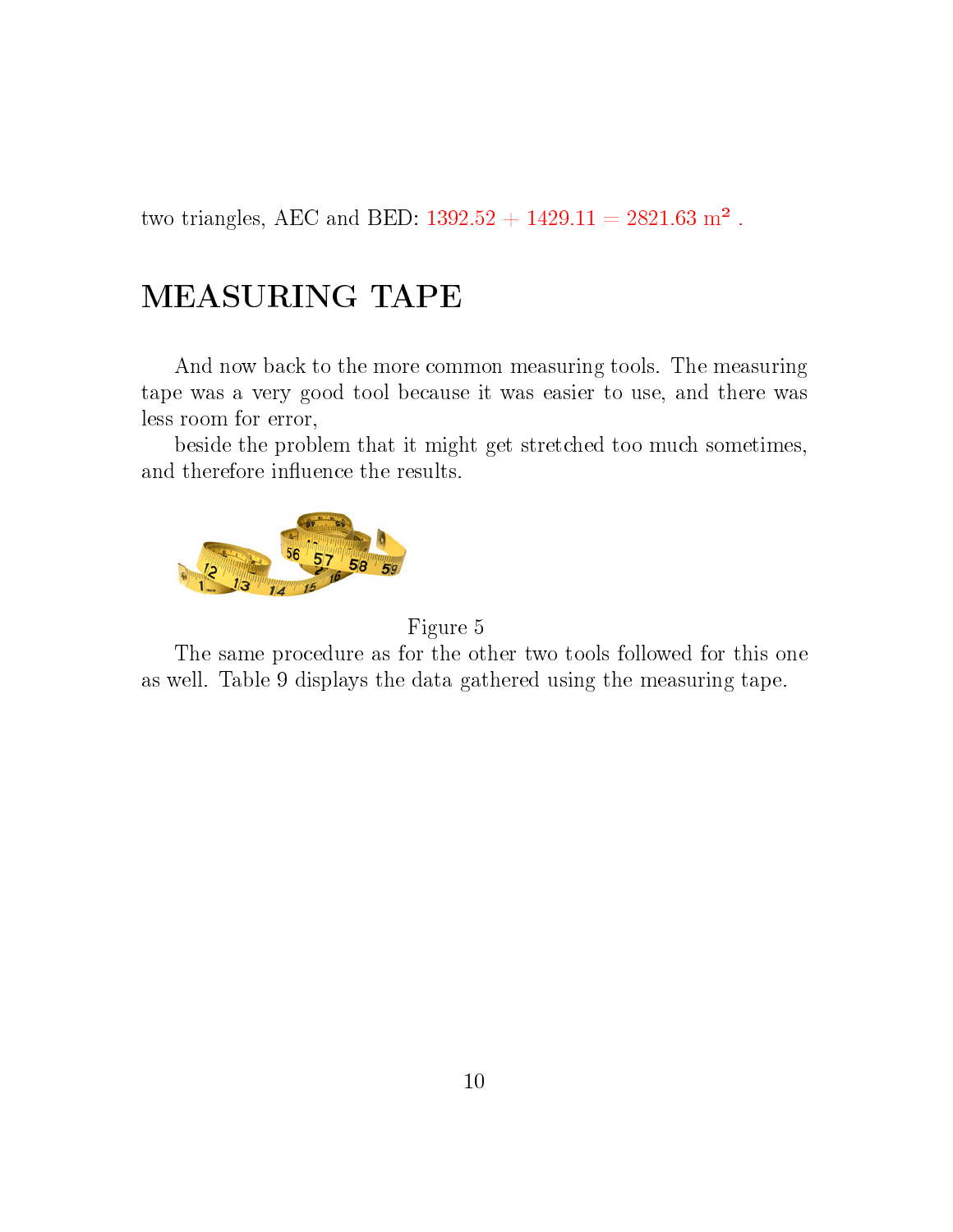two triangles, AEC and BED: $1392.52 + 1429.11 = 2821.63$ m² .

# MEASURING TAPE

And now back to the more common measuring tools. The measuring tape was a very good tool because it was easier to use, and there was less room for error,

beside the problem that it might get stretched too much sometimes, and therefore influence the results.

Figure 5

The same procedure as for the other two tools followed for this one as well. Table 9 displays the data gathered using the measuring tape.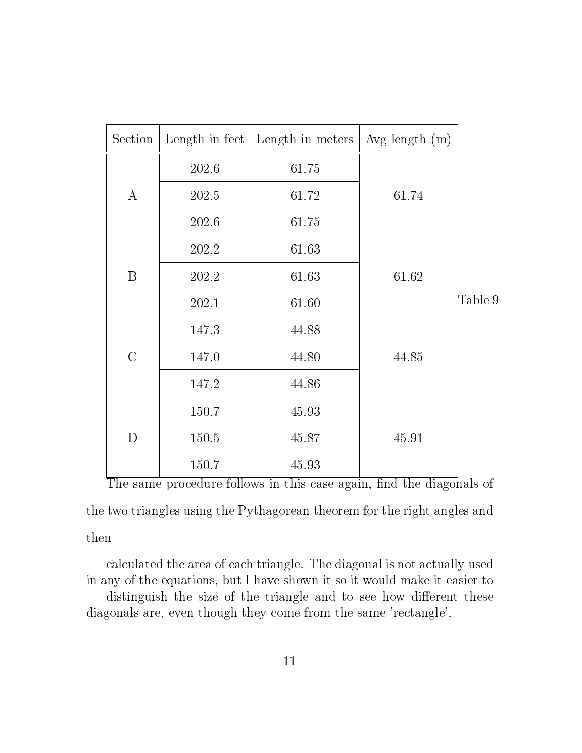| Section | Length in feet | Length in meters | Avg length (m) |
|---|---|---|---|
| A | 202.6 | 61.75 | 61.74 |
| | 202.5 | 61.72 | |
| | 202.6 | 61.75 | |
| B | 202.2 | 61.63 | 61.62 |
| | 202.2 | 61.63 | |
| | 202.1 | 61.60 | |
| C | 147.3 | 44.88 | 44.85 |
| | 147.0 | 44.80 | |
| | 147.2 | 44.86 | |
| D | 150.7 | 45.93 | 45.91 |
| | 150.5 | 45.87 | |
| | 150.7 | 45.93 | |

Table 9

The same procedure follows in this case again, find the diagonals of the two triangles using the Pythagorean theorem for the right angles and then

calculated the area of each triangle. The diagonal is not actually used in any of the equations, but I have shown it so it would make it easier to

distinguish the size of the triangle and to see how different these diagonals are, even though they come from the same 'rectangle'.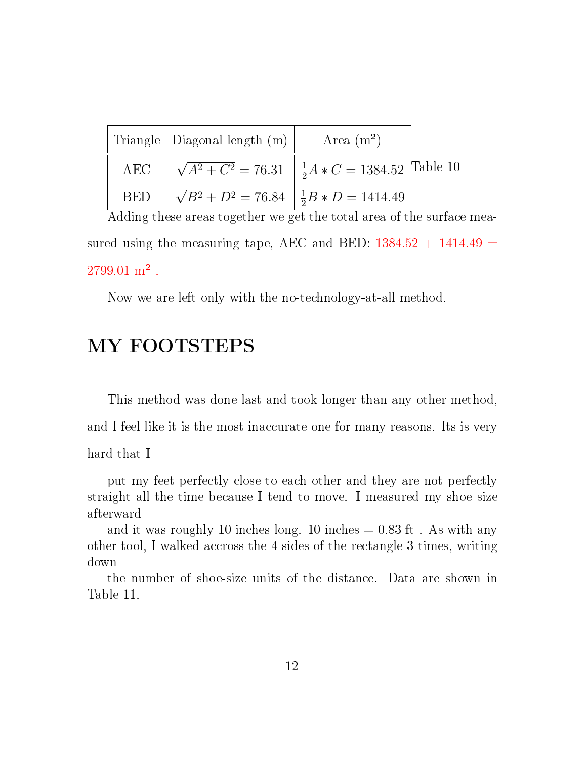| Triangle | Diagonal length (m) | Area ($m^2$) |
|---|---|---|
| AEC | $\sqrt{A^2 + C^2} = 76.31$ | $\frac{1}{2}A * C = 1384.52$ |
| BED | $\sqrt{B^2 + D^2} = 76.84$ | $\frac{1}{2}B * D = 1414.49$ |

Table 10

Adding these areas together we get the total area of the surface measured using the measuring tape, AEC and BED: $1384.52 + 1414.49 = 2799.01$ $m^2$ .

Now we are left only with the no-technology-at-all method.

## MY FOOTSTEPS

This method was done last and took longer than any other method, and I feel like it is the most inaccurate one for many reasons. Its is very hard that I

put my feet perfectly close to each other and they are not perfectly straight all the time because I tend to move. I measured my shoe size afterward

and it was roughly 10 inches long. 10 inches = 0.83 ft . As with any other tool, I walked accross the 4 sides of the rectangle 3 times, writing down

the number of shoe-size units of the distance. Data are shown in Table 11.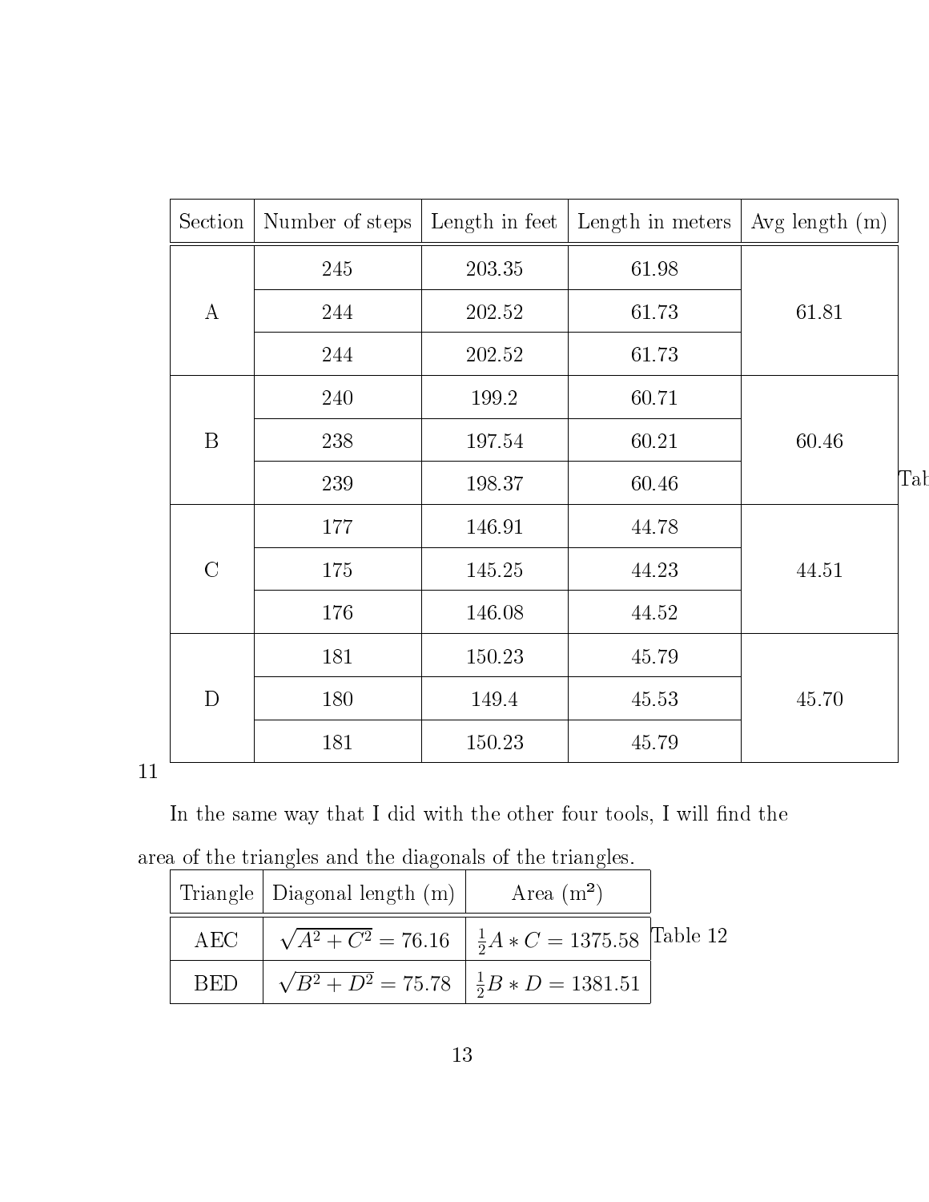| Section | Number of steps | Length in feet | Length in meters | Avg length (m) |
| --- | --- | --- | --- | --- |
| A | 245 | 203.35 | 61.98 | 61.81 |
| | 244 | 202.52 | 61.73 | |
| | 244 | 202.52 | 61.73 | |
| B | 240 | 199.2 | 60.71 | 60.46 |
| | 238 | 197.54 | 60.21 | |
| | 239 | 198.37 | 60.46 | |
| C | 177 | 146.91 | 44.78 | 44.51 |
| | 175 | 145.25 | 44.23 | |
| | 176 | 146.08 | 44.52 | |
| D | 181 | 150.23 | 45.79 | 45.70 |
| | 180 | 149.4 | 45.53 | |
| | 181 | 150.23 | 45.79 | |

Table 11

In the same way that I did with the other four tools, I will find the area of the triangles and the diagonals of the triangles.

| Triangle | Diagonal length (m) | Area (m²) |
| --- | --- | --- |
| AEC | $\sqrt{A^2 + C^2} = 76.16$ | $\frac{1}{2}A * C = 1375.58$ |
| BED | $\sqrt{B^2 + D^2} = 75.78$ | $\frac{1}{2}B * D = 1381.51$ |

Table 12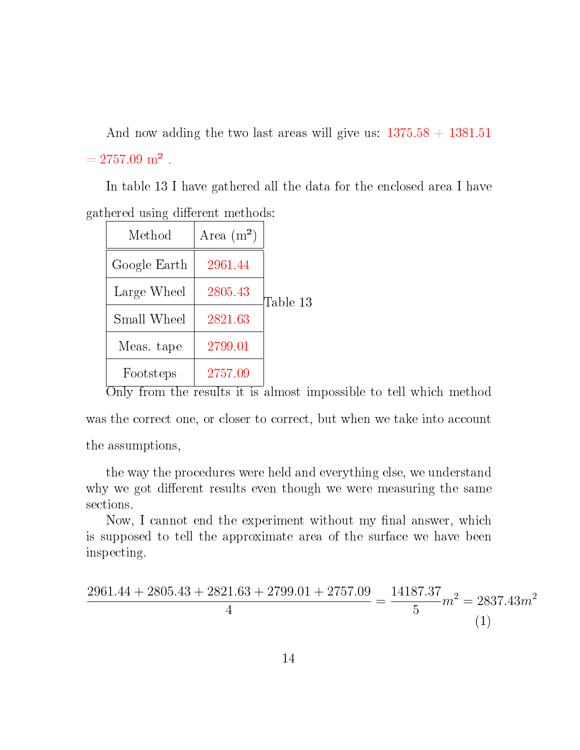And now adding the two last areas will give us: 1375.58 + 1381.51 = 2757.09 m² .

In table 13 I have gathered all the data for the enclosed area I have gathered using different methods:

| Method | Area (m²) |
|---|---|
| Google Earth | 2961.44 |
| Large Wheel | 2805.43 |
| Small Wheel | 2821.63 |
| Meas. tape | 2799.01 |
| Footsteps | 2757.09 |

Table 13

Only from the results it is almost impossible to tell which method was the correct one, or closer to correct, but when we take into account the assumptions,

the way the procedures were held and everything else, we understand why we got different results even though we were measuring the same sections.

Now, I cannot end the experiment without my final answer, which is supposed to tell the approximate area of the surface we have been inspecting.

$$\frac{2961.44 + 2805.43 + 2821.63 + 2799.01 + 2757.09}{4} = \frac{14187.37}{5} m^2 = 2837.43 m^2 \tag{1}$$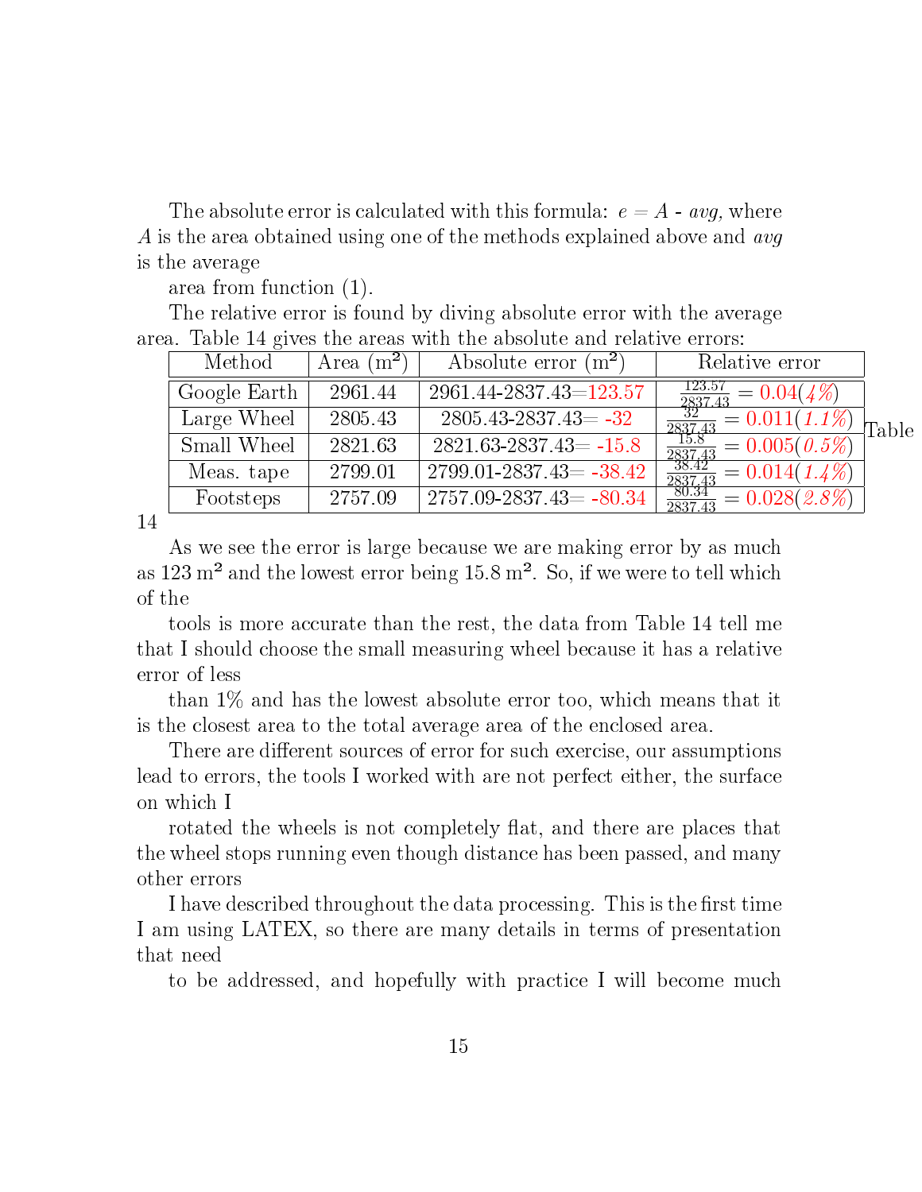The absolute error is calculated with this formula: $e = A$ - *avg*, where $A$ is the area obtained using one of the methods explained above and *avg* is the average

area from function (1).

The relative error is found by diving absolute error with the average area. Table 14 gives the areas with the absolute and relative errors:

| Method | Area (m²) | Absolute error (m²) | Relative error |
|---|---|---|---|
| Google Earth | 2961.44 | 2961.44-2837.43=123.57 | $\frac{123.57}{2837.43} = 0.04(4\%)$ |
| Large Wheel | 2805.43 | 2805.43-2837.43= -32 | $\frac{32}{2837.43} = 0.011(1.1\%)$ |
| Small Wheel | 2821.63 | 2821.63-2837.43= -15.8 | $\frac{15.8}{2837.43} = 0.005(0.5\%)$ |
| Meas. tape | 2799.01 | 2799.01-2837.43= -38.42 | $\frac{38.42}{2837.43} = 0.014(1.4\%)$ |
| Footsteps | 2757.09 | 2757.09-2837.43= -80.34 | $\frac{80.34}{2837.43} = 0.028(2.8\%)$ |

Table 14

As we see the error is large because we are making error by as much as 123 m² and the lowest error being 15.8 m². So, if we were to tell which of the

tools is more accurate than the rest, the data from Table 14 tell me that I should choose the small measuring wheel because it has a relative error of less

than 1% and has the lowest absolute error too, which means that it is the closest area to the total average area of the enclosed area.

There are different sources of error for such exercise, our assumptions lead to errors, the tools I worked with are not perfect either, the surface on which I

rotated the wheels is not completely flat, and there are places that the wheel stops running even though distance has been passed, and many other errors

I have described throughout the data processing. This is the first time I am using LATEX, so there are many details in terms of presentation that need

to be addressed, and hopefully with practice I will become much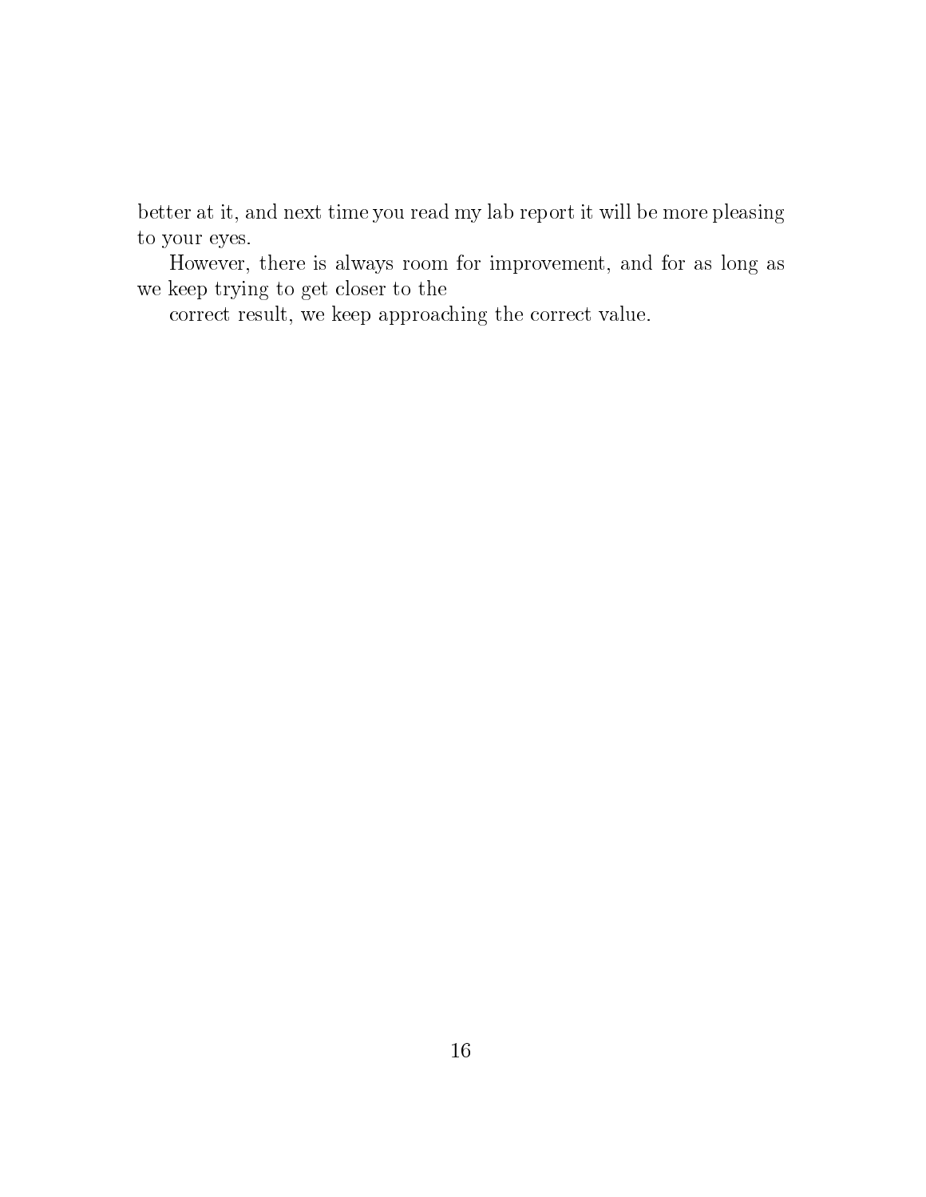better at it, and next time you read my lab report it will be more pleasing to your eyes.

However, there is always room for improvement, and for as long as we keep trying to get closer to the

correct result, we keep approaching the correct value.